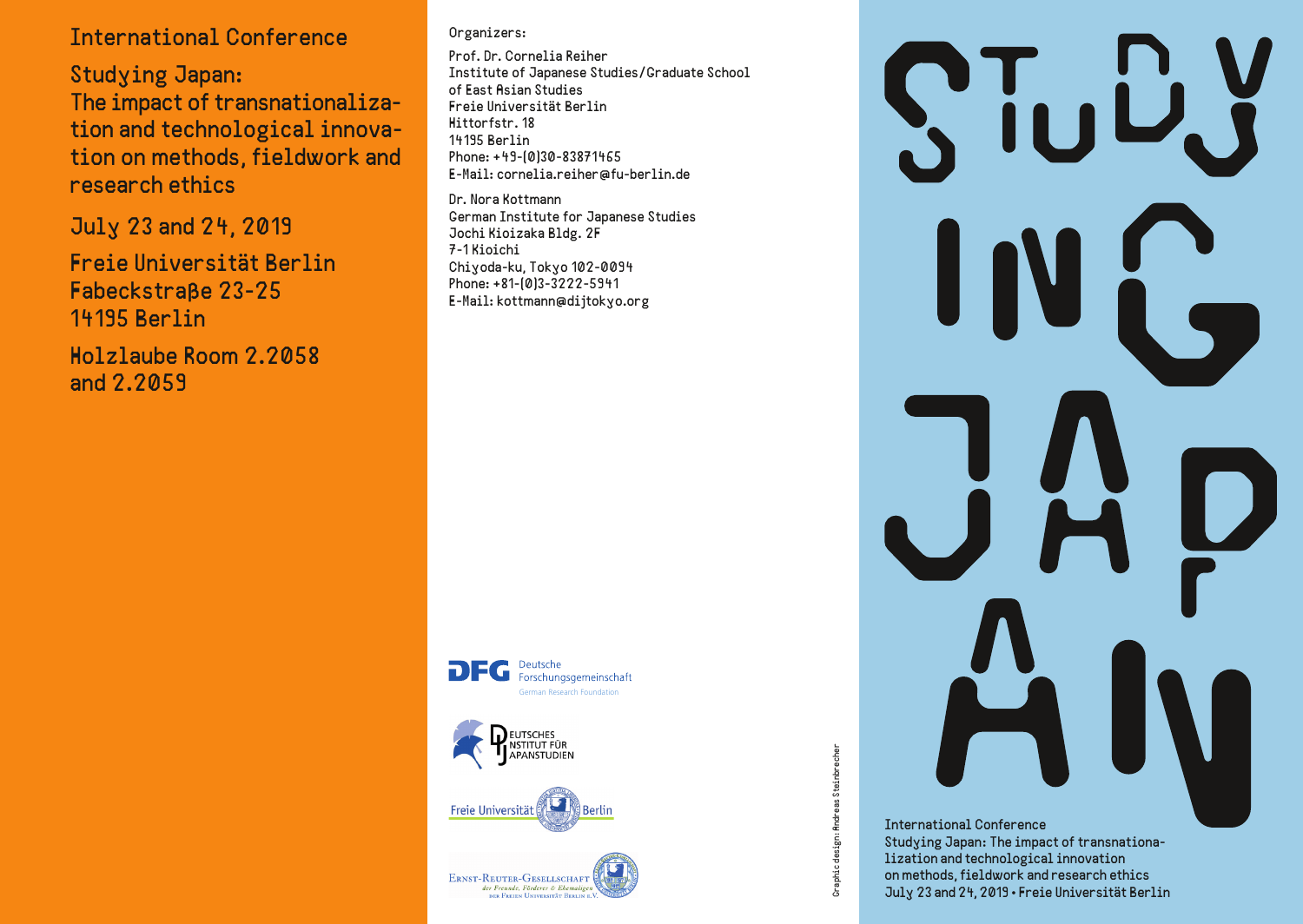# International Conference

## Studying Japan: The impact of transnationalization and technological innovation on methods, fieldwork and research ethics

July 23 and 24, 2019

Freie Universität Berlin
Fabeckstraße 23-25
14195 Berlin

Holzlaube Room 2.2058
and 2.2059

Organizers:

Prof. Dr. Cornelia Reiher
Institute of Japanese Studies/Graduate School of East Asian Studies
Freie Universität Berlin
Hittorfstr. 18
14195 Berlin
Phone: +49-(0)30-83871465
E-Mail: cornelia.reiher@fu-berlin.de

Dr. Nora Kottmann
German Institute for Japanese Studies
Jochi Kioizaka Bldg. 2F
7-1 Kioichi
Chiyoda-ku, Tokyo 102-0094
Phone: +81-(0)3-3222-5941
E-Mail: kottmann@dijtokyo.org

DFG Deutsche Forschungsgemeinschaft
German Research Foundation

Deutsches Institut für Japanstudien

Freie Universität Berlin

Ernst-Reuter-Gesellschaft der Freunde, Förderer & Ehemaligen der Freien Universität Berlin e.V.

Graphic design: Andreas Steinbrecher

STUDYING JAPAN

International Conference
Studying Japan: The impact of transnationalization and technological innovation on methods, fieldwork and research ethics
July 23 and 24, 2019 • Freie Universität Berlin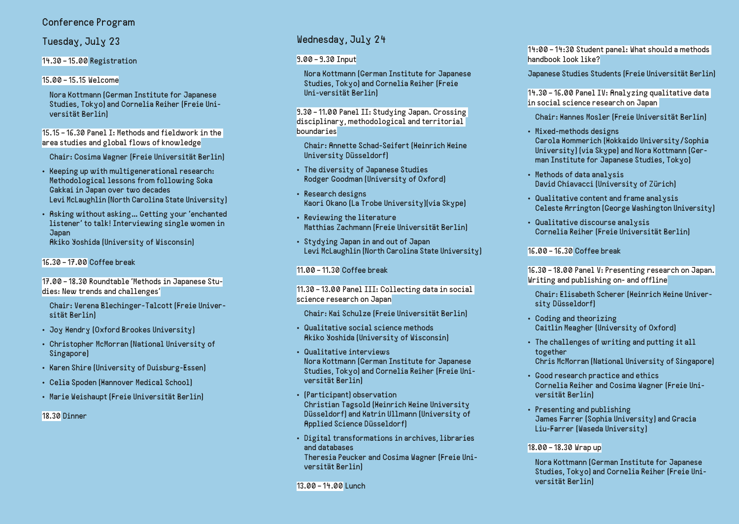# Conference Program

## Tuesday, July 23

**14.30 – 15.00** Registration

**15.00 – 15.15** Welcome

Nora Kottmann (German Institute for Japanese Studies, Tokyo) and Cornelia Reiher (Freie Universität Berlin)

**15.15 – 16.30** Panel I: Methods and fieldwork in the area studies and global flows of knowledge

Chair: Cosima Wagner (Freie Universität Berlin)

- Keeping up with multigenerational research: Methodological lessons from following Soka Gakkai in Japan over two decades
  Levi McLaughlin (North Carolina State University)
- Asking without asking… Getting your 'enchanted listener' to talk! Interviewing single women in Japan
  Akiko Yoshida (University of Wisconsin)

**16.30 – 17.00** Coffee break

**17.00 – 18.30** Roundtable 'Methods in Japanese Studies: New trends and challenges'

Chair: Verena Blechinger-Talcott (Freie Universität Berlin)

- Joy Hendry (Oxford Brookes University)
- Christopher McMorran (National University of Singapore)
- Karen Shire (University of Duisburg-Essen)
- Celia Spoden (Hannover Medical School)
- Marie Weishaupt (Freie Universität Berlin)

**18.30** Dinner

## Wednesday, July 24

**9.00 – 9.30** Input

Nora Kottmann (German Institute for Japanese Studies, Tokyo) and Cornelia Reiher (Freie Universität Berlin)

**9.30 – 11.00** Panel II: Studying Japan. Crossing disciplinary, methodological and territorial boundaries

Chair: Annette Schad-Seifert (Heinrich Heine University Düsseldorf)

- The diversity of Japanese Studies
  Rodger Goodman (University of Oxford)
- Research designs
  Kaori Okano (La Trobe University)(via Skype)
- Reviewing the literature
  Matthias Zachmann (Freie Universität Berlin)
- Stydying Japan in and out of Japan
  Levi McLaughlin (North Carolina State University)

**11.00 – 11.30** Coffee break

**11.30 – 13.00** Panel III: Collecting data in social science research on Japan

Chair: Kai Schulze (Freie Universität Berlin)

- Qualitative social science methods
  Akiko Yoshida (University of Wisconsin)
- Qualitative interviews
  Nora Kottmann (German Institute for Japanese Studies, Tokyo) and Cornelia Reiher (Freie Universität Berlin)
- (Participant) observation
  Christian Tagsold (Heinrich Heine University Düsseldorf) and Katrin Ullmann (University of Applied Science Düsseldorf)
- Digital transformations in archives, libraries and databases
  Theresia Peucker and Cosima Wagner (Freie Universität Berlin)

**13.00 – 14.00** Lunch

**14:00 – 14:30** Student panel: What should a methods handbook look like?

Japanese Studies Students (Freie Universität Berlin)

**14.30 – 16.00** Panel IV: Analyzing qualitative data in social science research on Japan

Chair: Hannes Mosler (Freie Universität Berlin)

- Mixed-methods designs
  Carola Hommerich (Hokkaido University/Sophia University) (via Skype) and Nora Kottmann (German Institute for Japanese Studies, Tokyo)
- Methods of data analysis
  David Chiavacci (University of Zürich)
- Qualitative content and frame analysis
  Celeste Arrington (George Washington University)
- Qualitative discourse analysis
  Cornelia Reiher (Freie Universität Berlin)

**16.00 – 16.30** Coffee break

**16.30 – 18.00** Panel V: Presenting research on Japan. Writing and publishing on- and offline

Chair: Elisabeth Scherer (Heinrich Heine University Düsseldorf)

- Coding and theorizing
  Caitlin Meagher (University of Oxford)
- The challenges of writing and putting it all together
  Chris McMorran (National University of Singapore)
- Good research practice and ethics
  Cornelia Reiher and Cosima Wagner (Freie Universität Berlin)
- Presenting and publishing
  James Farrer (Sophia University) and Gracia Liu-Farrer (Waseda University)

**18.00 – 18.30** Wrap up

Nora Kottmann (German Institute for Japanese Studies, Tokyo) and Cornelia Reiher (Freie Universität Berlin)